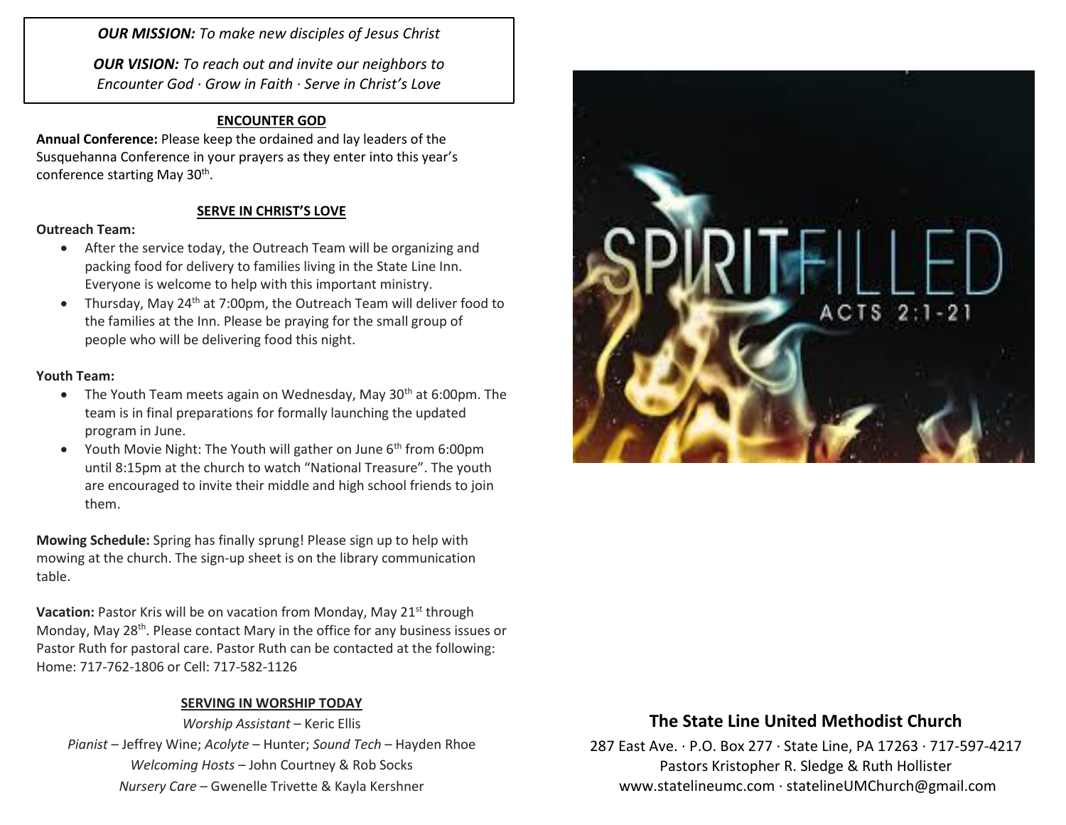***OUR MISSION:*** *To make new disciples of Jesus Christ*

***OUR VISION:*** *To reach out and invite our neighbors to Encounter God · Grow in Faith · Serve in Christ's Love*

## ENCOUNTER GOD

**Annual Conference:** Please keep the ordained and lay leaders of the Susquehanna Conference in your prayers as they enter into this year's conference starting May 30th.

## SERVE IN CHRIST'S LOVE

**Outreach Team:**

- After the service today, the Outreach Team will be organizing and packing food for delivery to families living in the State Line Inn. Everyone is welcome to help with this important ministry.
- Thursday, May 24th at 7:00pm, the Outreach Team will deliver food to the families at the Inn. Please be praying for the small group of people who will be delivering food this night.

**Youth Team:**

- The Youth Team meets again on Wednesday, May 30th at 6:00pm. The team is in final preparations for formally launching the updated program in June.
- Youth Movie Night: The Youth will gather on June 6th from 6:00pm until 8:15pm at the church to watch "National Treasure". The youth are encouraged to invite their middle and high school friends to join them.

**Mowing Schedule:** Spring has finally sprung! Please sign up to help with mowing at the church. The sign-up sheet is on the library communication table.

**Vacation:** Pastor Kris will be on vacation from Monday, May 21st through Monday, May 28th. Please contact Mary in the office for any business issues or Pastor Ruth for pastoral care. Pastor Ruth can be contacted at the following: Home: 717-762-1806 or Cell: 717-582-1126

## SERVING IN WORSHIP TODAY

*Worship Assistant* – Keric Ellis

*Pianist* – Jeffrey Wine; *Acolyte* – Hunter; *Sound Tech* – Hayden Rhoe

*Welcoming Hosts* – John Courtney & Rob Socks

*Nursery Care* – Gwenelle Trivette & Kayla Kershner

SPIRIT FILLED

ACTS 2:1-21

## The State Line United Methodist Church

287 East Ave. · P.O. Box 277 · State Line, PA 17263 · 717-597-4217

Pastors Kristopher R. Sledge & Ruth Hollister

www.statelineumc.com · statelineUMChurch@gmail.com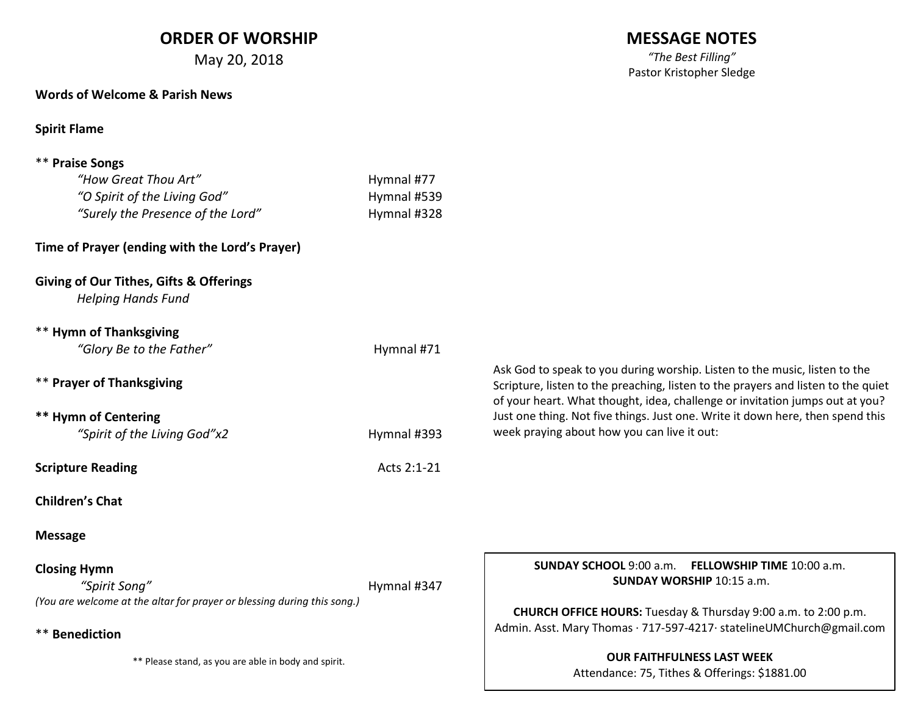## ORDER OF WORSHIP

May 20, 2018

**Words of Welcome & Parish News**

**Spirit Flame**

** **Praise Songs**

*"How Great Thou Art"* Hymnal #77
*"O Spirit of the Living God"* Hymnal #539
*"Surely the Presence of the Lord"* Hymnal #328

**Time of Prayer (ending with the Lord's Prayer)**

**Giving of Our Tithes, Gifts & Offerings**

*Helping Hands Fund*

** **Hymn of Thanksgiving**

*"Glory Be to the Father"* Hymnal #71

** **Prayer of Thanksgiving**

**** Hymn of Centering**

*"Spirit of the Living God"x2* Hymnal #393

**Scripture Reading** Acts 2:1-21

**Children's Chat**

**Message**

**Closing Hymn**

*"Spirit Song"* Hymnal #347

*(You are welcome at the altar for prayer or blessing during this song.)*

** **Benediction**

** Please stand, as you are able in body and spirit.

## MESSAGE NOTES

*"The Best Filling"*

Pastor Kristopher Sledge

Ask God to speak to you during worship. Listen to the music, listen to the Scripture, listen to the preaching, listen to the prayers and listen to the quiet of your heart. What thought, idea, challenge or invitation jumps out at you? Just one thing. Not five things. Just one. Write it down here, then spend this week praying about how you can live it out:

**SUNDAY SCHOOL** 9:00 a.m. **FELLOWSHIP TIME** 10:00 a.m.
**SUNDAY WORSHIP** 10:15 a.m.

**CHURCH OFFICE HOURS:** Tuesday & Thursday 9:00 a.m. to 2:00 p.m.
Admin. Asst. Mary Thomas · 717-597-4217· statelineUMChurch@gmail.com

**OUR FAITHFULNESS LAST WEEK**

Attendance: 75, Tithes & Offerings: $1881.00